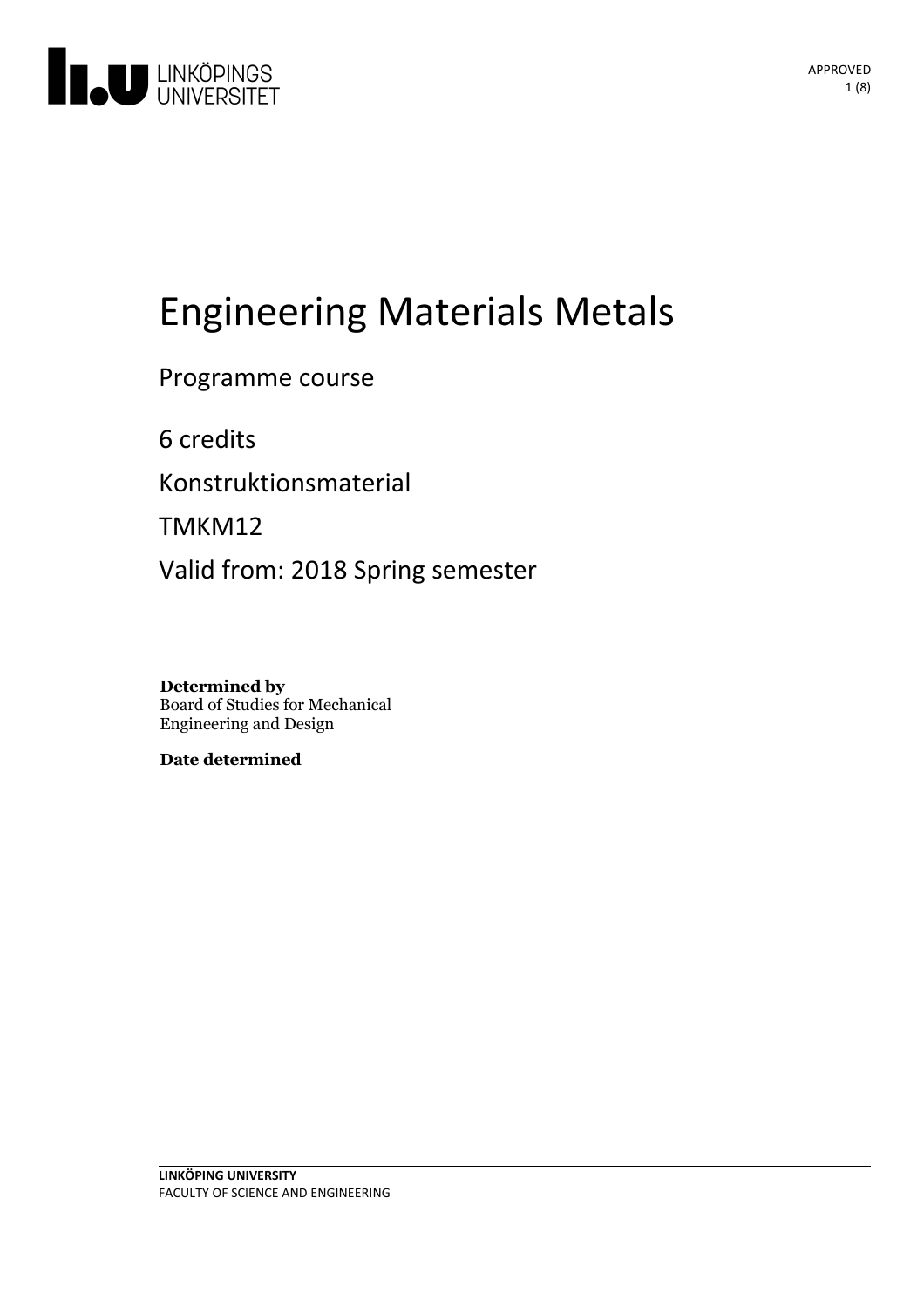# Engineering Materials Metals

Programme course

6 credits

Konstruktionsmaterial

TMKM12

Valid from: 2018 Spring semester

**Determined by**
Board of Studies for Mechanical Engineering and Design

**Date determined**

**LINKÖPING UNIVERSITY**
FACULTY OF SCIENCE AND ENGINEERING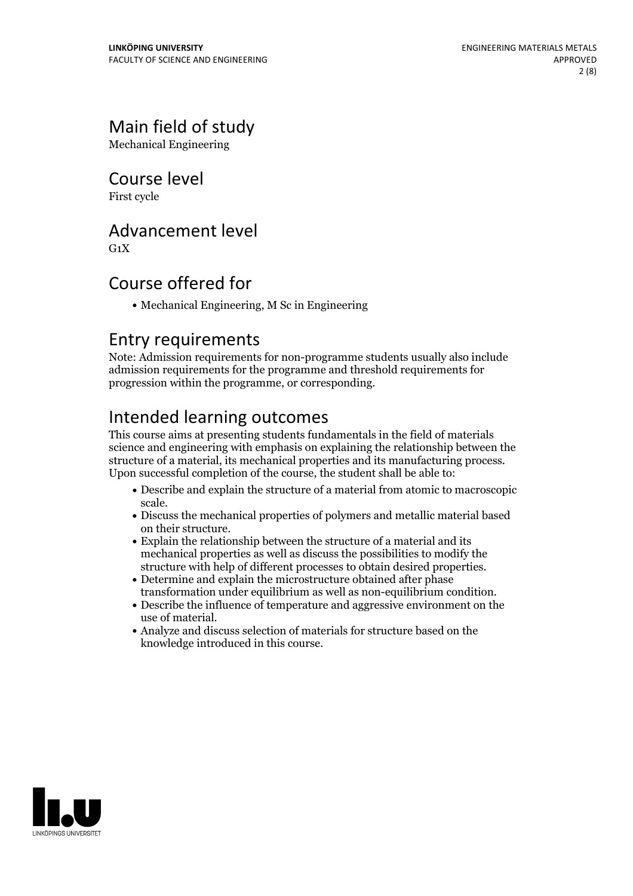## Main field of study

Mechanical Engineering

## Course level

First cycle

## Advancement level

G1X

## Course offered for

- Mechanical Engineering, M Sc in Engineering

## Entry requirements

Note: Admission requirements for non-programme students usually also include admission requirements for the programme and threshold requirements for progression within the programme, or corresponding.

## Intended learning outcomes

This course aims at presenting students fundamentals in the field of materials science and engineering with emphasis on explaining the relationship between the structure of a material, its mechanical properties and its manufacturing process. Upon successful completion of the course, the student shall be able to:

- Describe and explain the structure of a material from atomic to macroscopic scale.
- Discuss the mechanical properties of polymers and metallic material based on their structure.
- Explain the relationship between the structure of a material and its mechanical properties as well as discuss the possibilities to modify the structure with help of different processes to obtain desired properties.
- Determine and explain the microstructure obtained after phase transformation under equilibrium as well as non-equilibrium condition.
- Describe the influence of temperature and aggressive environment on the use of material.
- Analyze and discuss selection of materials for structure based on the knowledge introduced in this course.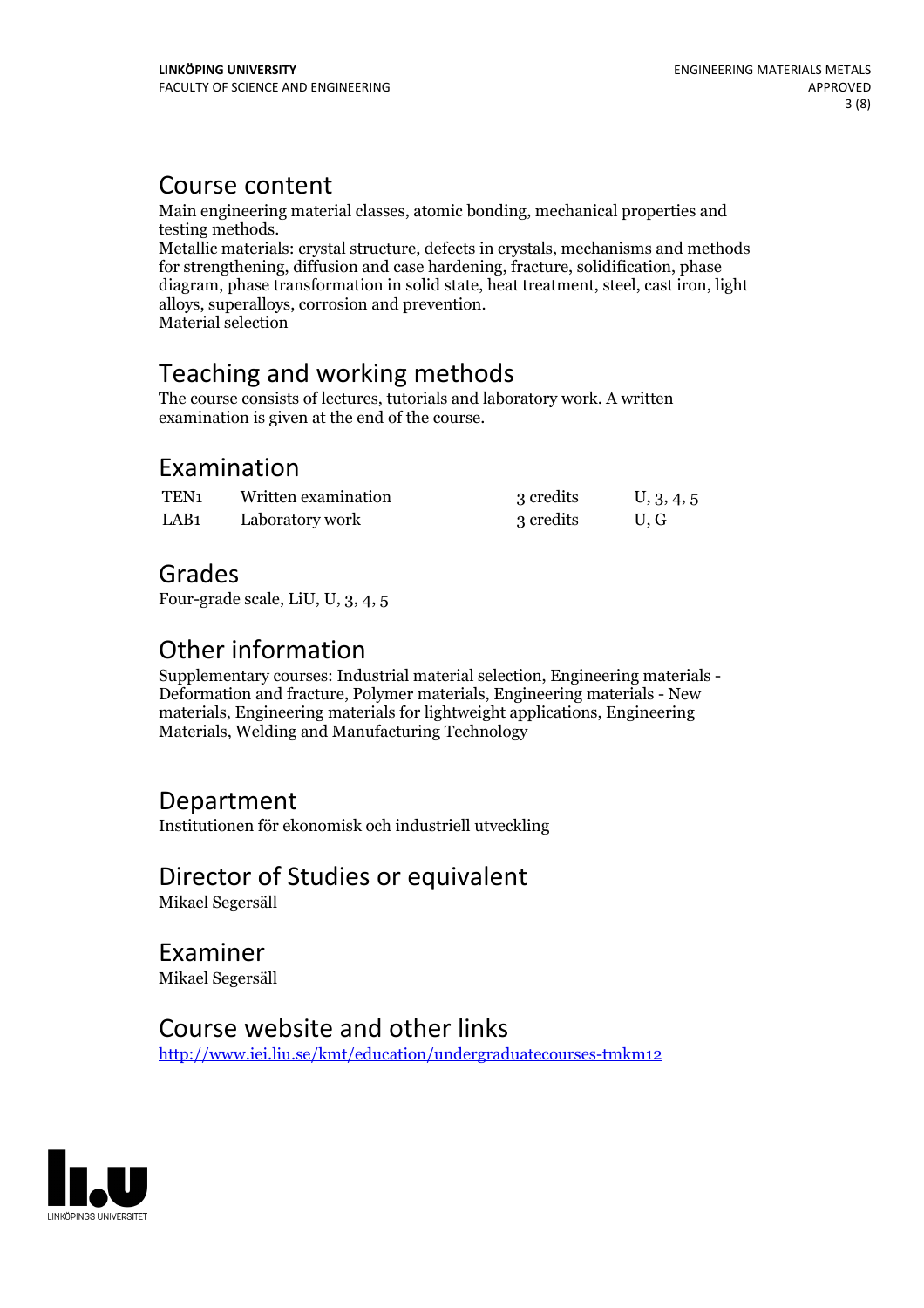## Course content

Main engineering material classes, atomic bonding, mechanical properties and testing methods.
Metallic materials: crystal structure, defects in crystals, mechanisms and methods for strengthening, diffusion and case hardening, fracture, solidification, phase diagram, phase transformation in solid state, heat treatment, steel, cast iron, light alloys, superalloys, corrosion and prevention.
Material selection

## Teaching and working methods

The course consists of lectures, tutorials and laboratory work. A written examination is given at the end of the course.

## Examination

| | | | |
|---|---|---|---|
| TEN1 | Written examination | 3 credits | U, 3, 4, 5 |
| LAB1 | Laboratory work | 3 credits | U, G |

## Grades

Four-grade scale, LiU, U, 3, 4, 5

## Other information

Supplementary courses: Industrial material selection, Engineering materials - Deformation and fracture, Polymer materials, Engineering materials - New materials, Engineering materials for lightweight applications, Engineering Materials, Welding and Manufacturing Technology

## Department

Institutionen för ekonomisk och industriell utveckling

## Director of Studies or equivalent

Mikael Segersäll

## Examiner

Mikael Segersäll

## Course website and other links

http://www.iei.liu.se/kmt/education/undergraduatecourses-tmkm12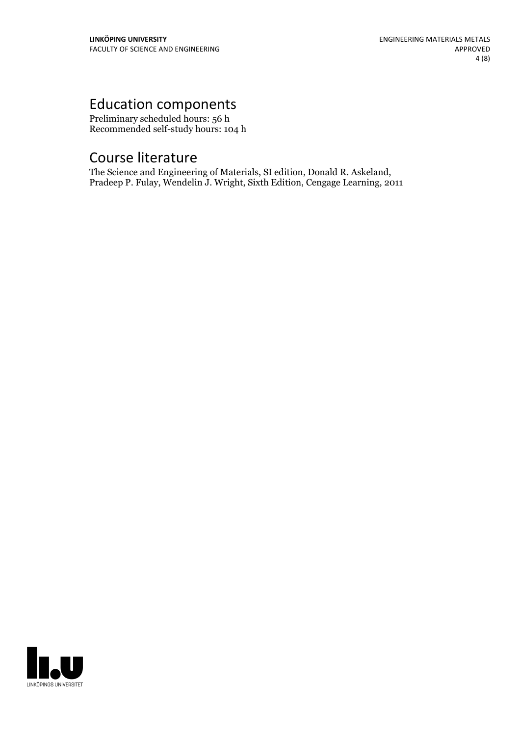## Education components

Preliminary scheduled hours: 56 h
Recommended self-study hours: 104 h

## Course literature

The Science and Engineering of Materials, SI edition, Donald R. Askeland, Pradeep P. Fulay, Wendelin J. Wright, Sixth Edition, Cengage Learning, 2011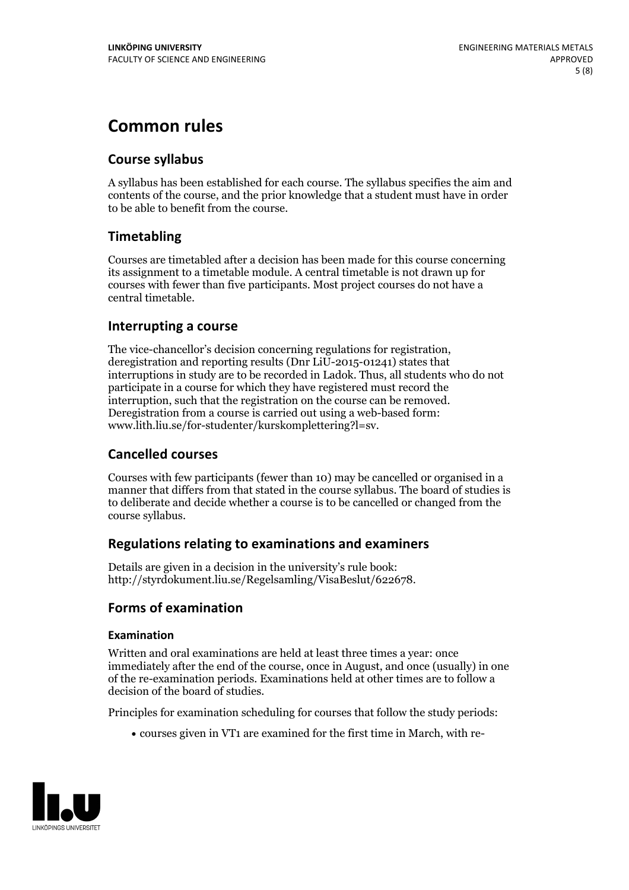# Common rules

## Course syllabus

A syllabus has been established for each course. The syllabus specifies the aim and contents of the course, and the prior knowledge that a student must have in order to be able to benefit from the course.

## Timetabling

Courses are timetabled after a decision has been made for this course concerning its assignment to a timetable module. A central timetable is not drawn up for courses with fewer than five participants. Most project courses do not have a central timetable.

## Interrupting a course

The vice-chancellor's decision concerning regulations for registration, deregistration and reporting results (Dnr LiU-2015-01241) states that interruptions in study are to be recorded in Ladok. Thus, all students who do not participate in a course for which they have registered must record the interruption, such that the registration on the course can be removed. Deregistration from a course is carried out using a web-based form: www.lith.liu.se/for-studenter/kurskomplettering?l=sv.

## Cancelled courses

Courses with few participants (fewer than 10) may be cancelled or organised in a manner that differs from that stated in the course syllabus. The board of studies is to deliberate and decide whether a course is to be cancelled or changed from the course syllabus.

## Regulations relating to examinations and examiners

Details are given in a decision in the university's rule book: http://styrdokument.liu.se/Regelsamling/VisaBeslut/622678.

## Forms of examination

### Examination

Written and oral examinations are held at least three times a year: once immediately after the end of the course, once in August, and once (usually) in one of the re-examination periods. Examinations held at other times are to follow a decision of the board of studies.

Principles for examination scheduling for courses that follow the study periods:

- courses given in VT1 are examined for the first time in March, with re-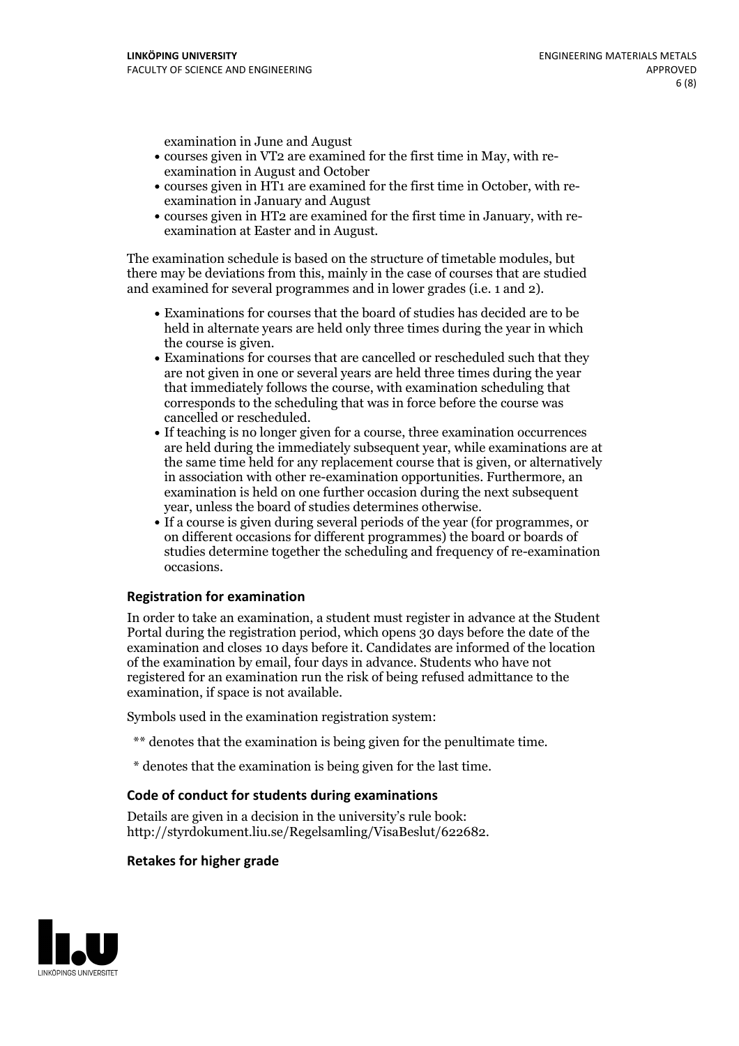examination in June and August

- courses given in VT2 are examined for the first time in May, with re-examination in August and October
- courses given in HT1 are examined for the first time in October, with re-examination in January and August
- courses given in HT2 are examined for the first time in January, with re-examination at Easter and in August.

The examination schedule is based on the structure of timetable modules, but there may be deviations from this, mainly in the case of courses that are studied and examined for several programmes and in lower grades (i.e. 1 and 2).

- Examinations for courses that the board of studies has decided are to be held in alternate years are held only three times during the year in which the course is given.
- Examinations for courses that are cancelled or rescheduled such that they are not given in one or several years are held three times during the year that immediately follows the course, with examination scheduling that corresponds to the scheduling that was in force before the course was cancelled or rescheduled.
- If teaching is no longer given for a course, three examination occurrences are held during the immediately subsequent year, while examinations are at the same time held for any replacement course that is given, or alternatively in association with other re-examination opportunities. Furthermore, an examination is held on one further occasion during the next subsequent year, unless the board of studies determines otherwise.
- If a course is given during several periods of the year (for programmes, or on different occasions for different programmes) the board or boards of studies determine together the scheduling and frequency of re-examination occasions.

### Registration for examination

In order to take an examination, a student must register in advance at the Student Portal during the registration period, which opens 30 days before the date of the examination and closes 10 days before it. Candidates are informed of the location of the examination by email, four days in advance. Students who have not registered for an examination run the risk of being refused admittance to the examination, if space is not available.

Symbols used in the examination registration system:

** denotes that the examination is being given for the penultimate time.

* denotes that the examination is being given for the last time.

### Code of conduct for students during examinations

Details are given in a decision in the university's rule book: http://styrdokument.liu.se/Regelsamling/VisaBeslut/622682.

### Retakes for higher grade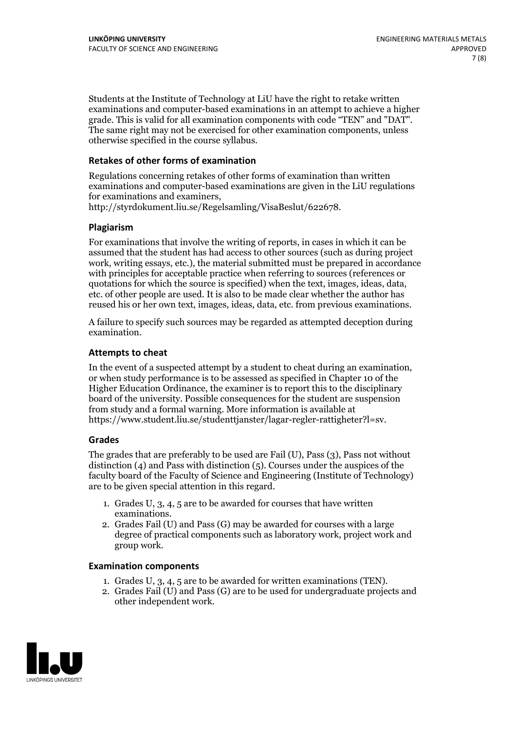Students at the Institute of Technology at LiU have the right to retake written examinations and computer-based examinations in an attempt to achieve a higher grade. This is valid for all examination components with code "TEN" and "DAT". The same right may not be exercised for other examination components, unless otherwise specified in the course syllabus.

### Retakes of other forms of examination

Regulations concerning retakes of other forms of examination than written examinations and computer-based examinations are given in the LiU regulations for examinations and examiners, http://styrdokument.liu.se/Regelsamling/VisaBeslut/622678.

### Plagiarism

For examinations that involve the writing of reports, in cases in which it can be assumed that the student has had access to other sources (such as during project work, writing essays, etc.), the material submitted must be prepared in accordance with principles for acceptable practice when referring to sources (references or quotations for which the source is specified) when the text, images, ideas, data, etc. of other people are used. It is also to be made clear whether the author has reused his or her own text, images, ideas, data, etc. from previous examinations.

A failure to specify such sources may be regarded as attempted deception during examination.

### Attempts to cheat

In the event of a suspected attempt by a student to cheat during an examination, or when study performance is to be assessed as specified in Chapter 10 of the Higher Education Ordinance, the examiner is to report this to the disciplinary board of the university. Possible consequences for the student are suspension from study and a formal warning. More information is available at https://www.student.liu.se/studenttjanster/lagar-regler-rattigheter?l=sv.

### Grades

The grades that are preferably to be used are Fail (U), Pass (3), Pass not without distinction (4) and Pass with distinction (5). Courses under the auspices of the faculty board of the Faculty of Science and Engineering (Institute of Technology) are to be given special attention in this regard.

1. Grades U, 3, 4, 5 are to be awarded for courses that have written examinations.
2. Grades Fail (U) and Pass (G) may be awarded for courses with a large degree of practical components such as laboratory work, project work and group work.

### Examination components

1. Grades U, 3, 4, 5 are to be awarded for written examinations (TEN).
2. Grades Fail (U) and Pass (G) are to be used for undergraduate projects and other independent work.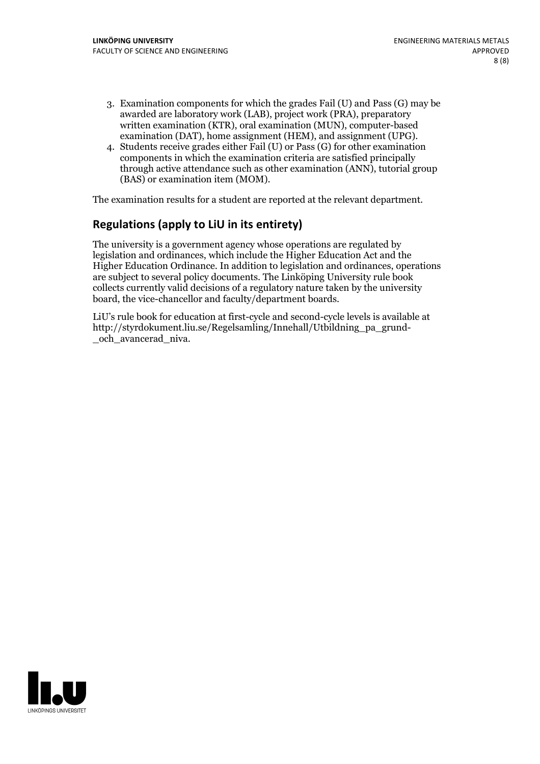3. Examination components for which the grades Fail (U) and Pass (G) may be awarded are laboratory work (LAB), project work (PRA), preparatory written examination (KTR), oral examination (MUN), computer-based examination (DAT), home assignment (HEM), and assignment (UPG).
4. Students receive grades either Fail (U) or Pass (G) for other examination components in which the examination criteria are satisfied principally through active attendance such as other examination (ANN), tutorial group (BAS) or examination item (MOM).

The examination results for a student are reported at the relevant department.

## Regulations (apply to LiU in its entirety)

The university is a government agency whose operations are regulated by legislation and ordinances, which include the Higher Education Act and the Higher Education Ordinance. In addition to legislation and ordinances, operations are subject to several policy documents. The Linköping University rule book collects currently valid decisions of a regulatory nature taken by the university board, the vice-chancellor and faculty/department boards.

LiU's rule book for education at first-cycle and second-cycle levels is available at http://styrdokument.liu.se/Regelsamling/Innehall/Utbildning_pa_grund-_och_avancerad_niva.